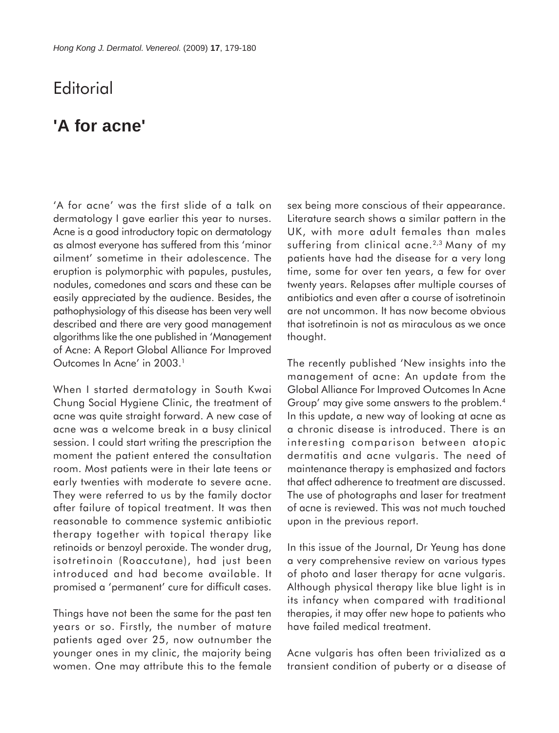Editorial

# 'A for acne'

'A for acne' was the first slide of a talk on dermatology I gave earlier this year to nurses. Acne is a good introductory topic on dermatology as almost everyone has suffered from this 'minor ailment' sometime in their adolescence. The eruption is polymorphic with papules, pustules, nodules, comedones and scars and these can be easily appreciated by the audience. Besides, the pathophysiology of this disease has been very well described and there are very good management algorithms like the one published in 'Management of Acne: A Report Global Alliance For Improved Outcomes In Acne' in 2003.[1]

When I started dermatology in South Kwai Chung Social Hygiene Clinic, the treatment of acne was quite straight forward. A new case of acne was a welcome break in a busy clinical session. I could start writing the prescription the moment the patient entered the consultation room. Most patients were in their late teens or early twenties with moderate to severe acne. They were referred to us by the family doctor after failure of topical treatment. It was then reasonable to commence systemic antibiotic therapy together with topical therapy like retinoids or benzoyl peroxide. The wonder drug, isotretinoin (Roaccutane), had just been introduced and had become available. It promised a 'permanent' cure for difficult cases.

Things have not been the same for the past ten years or so. Firstly, the number of mature patients aged over 25, now outnumber the younger ones in my clinic, the majority being women. One may attribute this to the female sex being more conscious of their appearance. Literature search shows a similar pattern in the UK, with more adult females than males suffering from clinical acne.[2,3] Many of my patients have had the disease for a very long time, some for over ten years, a few for over twenty years. Relapses after multiple courses of antibiotics and even after a course of isotretinoin are not uncommon. It has now become obvious that isotretinoin is not as miraculous as we once thought.

The recently published 'New insights into the management of acne: An update from the Global Alliance For Improved Outcomes In Acne Group' may give some answers to the problem.[4] In this update, a new way of looking at acne as a chronic disease is introduced. There is an interesting comparison between atopic dermatitis and acne vulgaris. The need of maintenance therapy is emphasized and factors that affect adherence to treatment are discussed. The use of photographs and laser for treatment of acne is reviewed. This was not much touched upon in the previous report.

In this issue of the Journal, Dr Yeung has done a very comprehensive review on various types of photo and laser therapy for acne vulgaris. Although physical therapy like blue light is in its infancy when compared with traditional therapies, it may offer new hope to patients who have failed medical treatment.

Acne vulgaris has often been trivialized as a transient condition of puberty or a disease of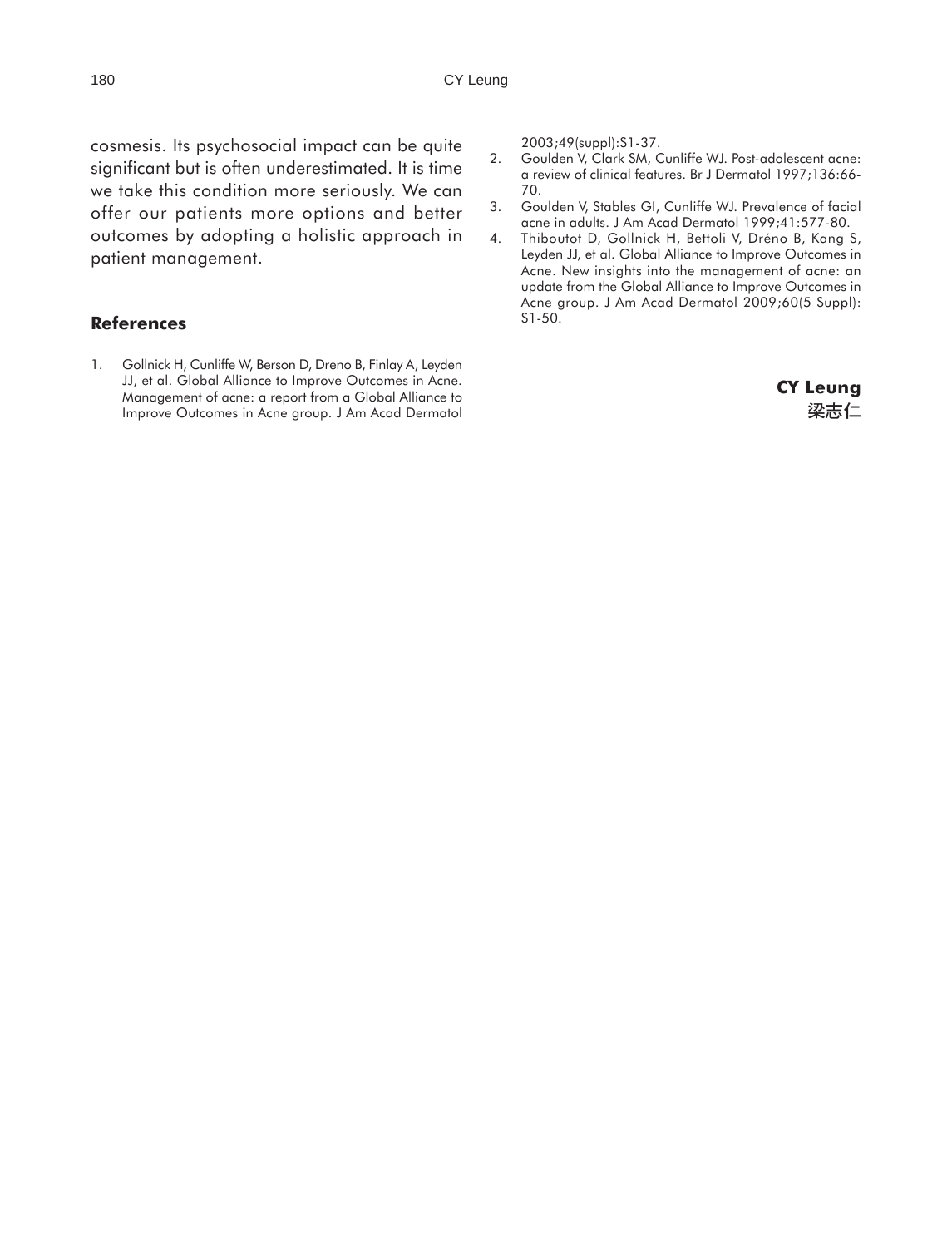cosmesis. Its psychosocial impact can be quite significant but is often underestimated. It is time we take this condition more seriously. We can offer our patients more options and better outcomes by adopting a holistic approach in patient management.

## References

1. Gollnick H, Cunliffe W, Berson D, Dreno B, Finlay A, Leyden JJ, et al. Global Alliance to Improve Outcomes in Acne. Management of acne: a report from a Global Alliance to Improve Outcomes in Acne group. J Am Acad Dermatol 2003;49(suppl):S1-37.
2. Goulden V, Clark SM, Cunliffe WJ. Post-adolescent acne: a review of clinical features. Br J Dermatol 1997;136:66-70.
3. Goulden V, Stables GI, Cunliffe WJ. Prevalence of facial acne in adults. J Am Acad Dermatol 1999;41:577-80.
4. Thiboutot D, Gollnick H, Bettoli V, Dréno B, Kang S, Leyden JJ, et al. Global Alliance to Improve Outcomes in Acne. New insights into the management of acne: an update from the Global Alliance to Improve Outcomes in Acne group. J Am Acad Dermatol 2009;60(5 Suppl):S1-50.

**CY Leung**
梁志仁